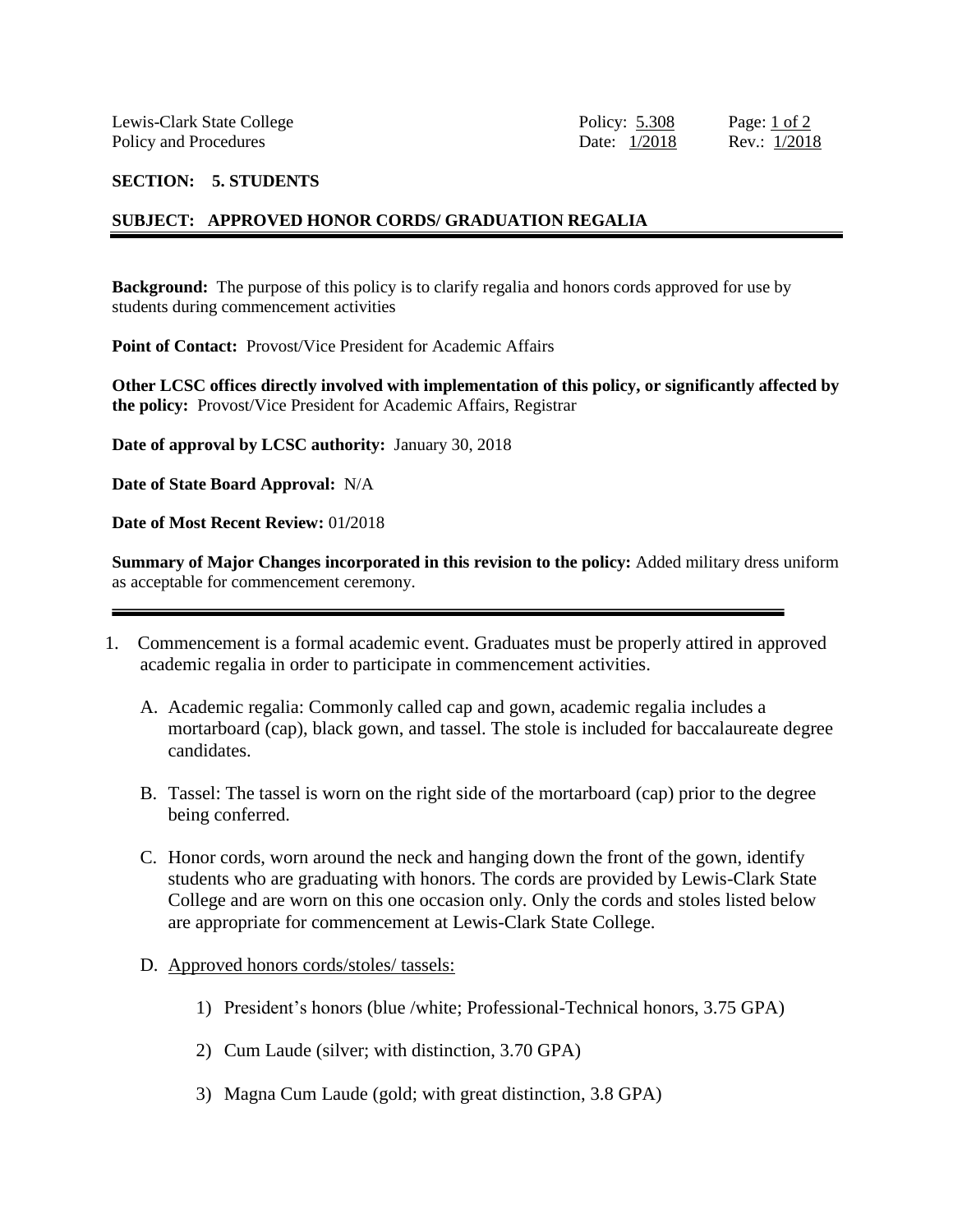Lewis-Clark State College
Policy and Procedures

Policy: 5.308
Date: 1/2018
Rev.: 1/2018

**SECTION: 5. STUDENTS**

**SUBJECT: APPROVED HONOR CORDS/ GRADUATION REGALIA**

---

**Background:** The purpose of this policy is to clarify regalia and honors cords approved for use by students during commencement activities

**Point of Contact:** Provost/Vice President for Academic Affairs

**Other LCSC offices directly involved with implementation of this policy, or significantly affected by the policy:** Provost/Vice President for Academic Affairs, Registrar

**Date of approval by LCSC authority:** January 30, 2018

**Date of State Board Approval:** N/A

**Date of Most Recent Review:** 01/2018

**Summary of Major Changes incorporated in this revision to the policy:** Added military dress uniform as acceptable for commencement ceremony.

---

1. Commencement is a formal academic event. Graduates must be properly attired in approved academic regalia in order to participate in commencement activities.

   A. Academic regalia: Commonly called cap and gown, academic regalia includes a mortarboard (cap), black gown, and tassel. The stole is included for baccalaureate degree candidates.

   B. Tassel: The tassel is worn on the right side of the mortarboard (cap) prior to the degree being conferred.

   C. Honor cords, worn around the neck and hanging down the front of the gown, identify students who are graduating with honors. The cords are provided by Lewis-Clark State College and are worn on this one occasion only. Only the cords and stoles listed below are appropriate for commencement at Lewis-Clark State College.

   D. Approved honors cords/stoles/ tassels:

      1) President's honors (blue /white; Professional-Technical honors, 3.75 GPA)

      2) Cum Laude (silver; with distinction, 3.70 GPA)

      3) Magna Cum Laude (gold; with great distinction, 3.8 GPA)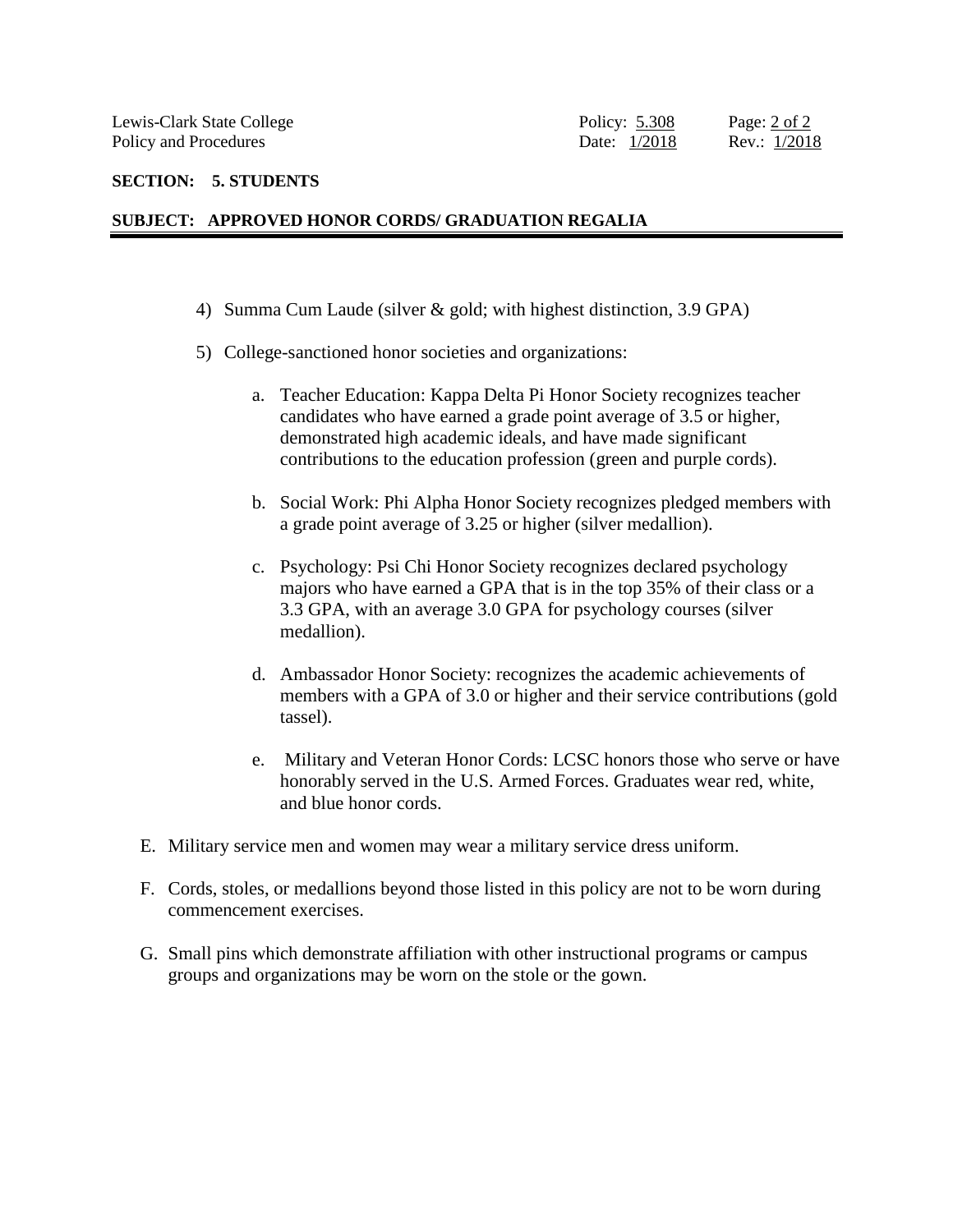4) Summa Cum Laude (silver & gold; with highest distinction, 3.9 GPA)

5) College-sanctioned honor societies and organizations:

   a. Teacher Education: Kappa Delta Pi Honor Society recognizes teacher candidates who have earned a grade point average of 3.5 or higher, demonstrated high academic ideals, and have made significant contributions to the education profession (green and purple cords).

   b. Social Work: Phi Alpha Honor Society recognizes pledged members with a grade point average of 3.25 or higher (silver medallion).

   c. Psychology: Psi Chi Honor Society recognizes declared psychology majors who have earned a GPA that is in the top 35% of their class or a 3.3 GPA, with an average 3.0 GPA for psychology courses (silver medallion).

   d. Ambassador Honor Society: recognizes the academic achievements of members with a GPA of 3.0 or higher and their service contributions (gold tassel).

   e. Military and Veteran Honor Cords: LCSC honors those who serve or have honorably served in the U.S. Armed Forces. Graduates wear red, white, and blue honor cords.

E. Military service men and women may wear a military service dress uniform.

F. Cords, stoles, or medallions beyond those listed in this policy are not to be worn during commencement exercises.

G. Small pins which demonstrate affiliation with other instructional programs or campus groups and organizations may be worn on the stole or the gown.